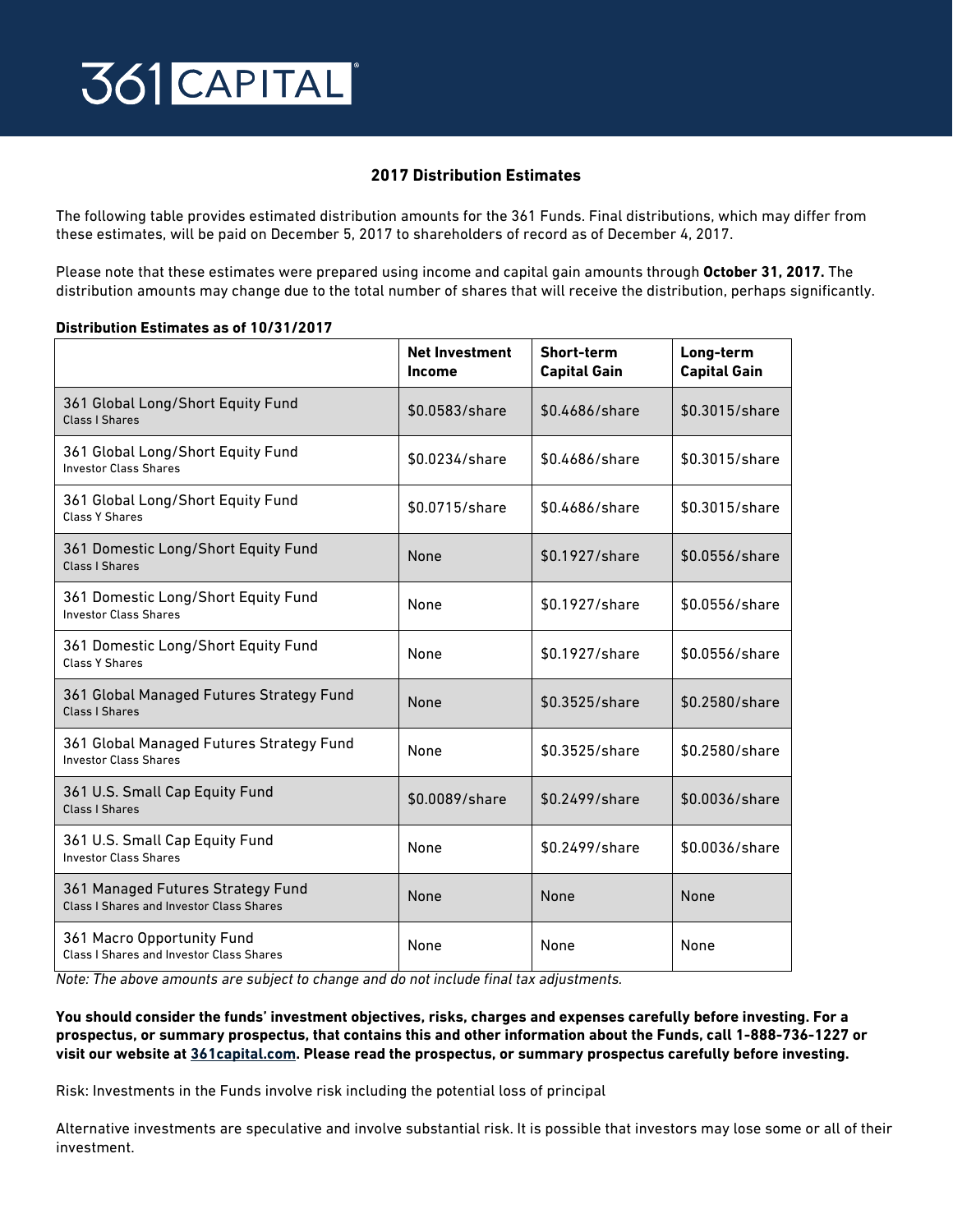361 CAPITAL

## 2017 Distribution Estimates

The following table provides estimated distribution amounts for the 361 Funds. Final distributions, which may differ from these estimates, will be paid on December 5, 2017 to shareholders of record as of December 4, 2017.

Please note that these estimates were prepared using income and capital gain amounts through **October 31, 2017.** The distribution amounts may change due to the total number of shares that will receive the distribution, perhaps significantly.

**Distribution Estimates as of 10/31/2017**

| | Net Investment Income | Short-term Capital Gain | Long-term Capital Gain |
|---|---|---|---|
| 361 Global Long/Short Equity Fund<br>Class I Shares | $0.0583/share | $0.4686/share | $0.3015/share |
| 361 Global Long/Short Equity Fund<br>Investor Class Shares | $0.0234/share | $0.4686/share | $0.3015/share |
| 361 Global Long/Short Equity Fund<br>Class Y Shares | $0.0715/share | $0.4686/share | $0.3015/share |
| 361 Domestic Long/Short Equity Fund<br>Class I Shares | None | $0.1927/share | $0.0556/share |
| 361 Domestic Long/Short Equity Fund<br>Investor Class Shares | None | $0.1927/share | $0.0556/share |
| 361 Domestic Long/Short Equity Fund<br>Class Y Shares | None | $0.1927/share | $0.0556/share |
| 361 Global Managed Futures Strategy Fund<br>Class I Shares | None | $0.3525/share | $0.2580/share |
| 361 Global Managed Futures Strategy Fund<br>Investor Class Shares | None | $0.3525/share | $0.2580/share |
| 361 U.S. Small Cap Equity Fund<br>Class I Shares | $0.0089/share | $0.2499/share | $0.0036/share |
| 361 U.S. Small Cap Equity Fund<br>Investor Class Shares | None | $0.2499/share | $0.0036/share |
| 361 Managed Futures Strategy Fund<br>Class I Shares and Investor Class Shares | None | None | None |
| 361 Macro Opportunity Fund<br>Class I Shares and Investor Class Shares | None | None | None |

*Note: The above amounts are subject to change and do not include final tax adjustments.*

**You should consider the funds' investment objectives, risks, charges and expenses carefully before investing. For a prospectus, or summary prospectus, that contains this and other information about the Funds, call 1-888-736-1227 or visit our website at 361capital.com. Please read the prospectus, or summary prospectus carefully before investing.**

Risk: Investments in the Funds involve risk including the potential loss of principal

Alternative investments are speculative and involve substantial risk. It is possible that investors may lose some or all of their investment.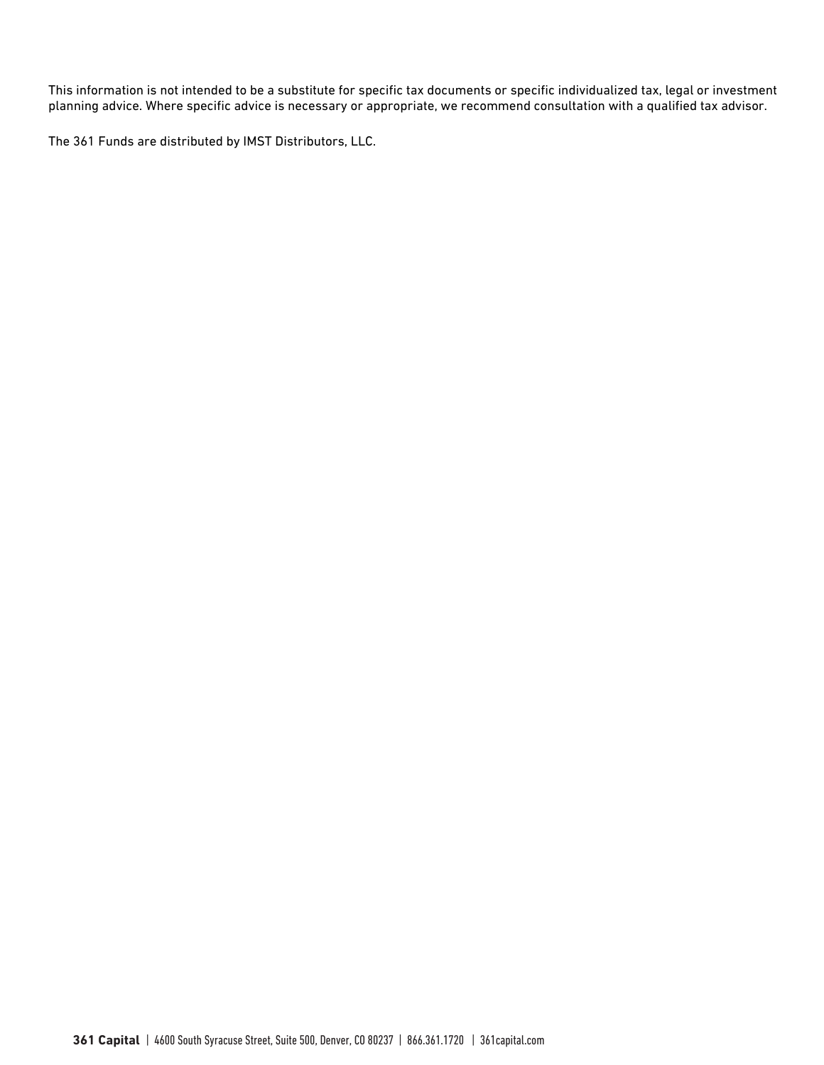This information is not intended to be a substitute for specific tax documents or specific individualized tax, legal or investment planning advice. Where specific advice is necessary or appropriate, we recommend consultation with a qualified tax advisor.

The 361 Funds are distributed by IMST Distributors, LLC.

**361 Capital** | 4600 South Syracuse Street, Suite 500, Denver, CO 80237 | 866.361.1720 | 361capital.com